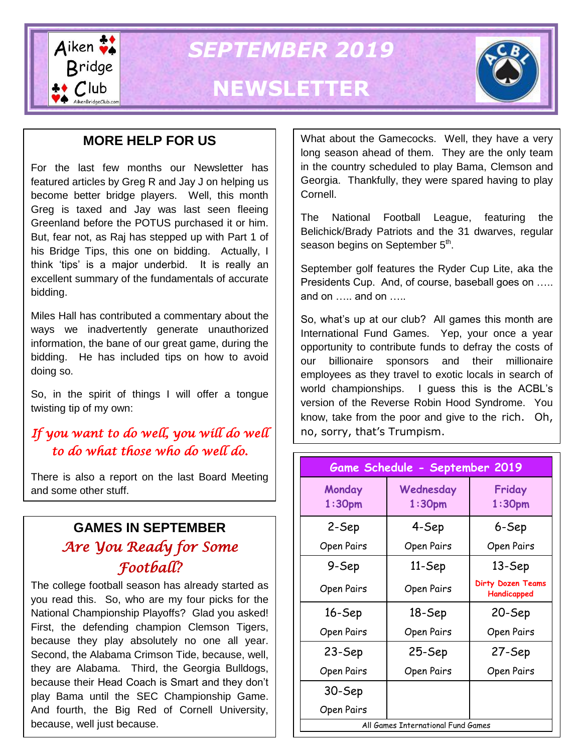# SEPTEMBER 2019 NEWSLETTER

Aiken Bridge Club

## MORE HELP FOR US

For the last few months our Newsletter has featured articles by Greg R and Jay J on helping us become better bridge players. Well, this month Greg is taxed and Jay was last seen fleeing Greenland before the POTUS purchased it or him. But, fear not, as Raj has stepped up with Part 1 of his Bridge Tips, this one on bidding. Actually, I think 'tips' is a major underbid. It is really an excellent summary of the fundamentals of accurate bidding.

Miles Hall has contributed a commentary about the ways we inadvertently generate unauthorized information, the bane of our great game, during the bidding. He has included tips on how to avoid doing so.

So, in the spirit of things I will offer a tongue twisting tip of my own:

*If you want to do well, you will do well to do what those who do well do.*

There is also a report on the last Board Meeting and some other stuff.

## GAMES IN SEPTEMBER

### *Are You Ready for Some Football?*

The college football season has already started as you read this. So, who are my four picks for the National Championship Playoffs? Glad you asked! First, the defending champion Clemson Tigers, because they play absolutely no one all year. Second, the Alabama Crimson Tide, because, well, they are Alabama. Third, the Georgia Bulldogs, because their Head Coach is Smart and they don't play Bama until the SEC Championship Game. And fourth, the Big Red of Cornell University, because, well just because.

What about the Gamecocks. Well, they have a very long season ahead of them. They are the only team in the country scheduled to play Bama, Clemson and Georgia. Thankfully, they were spared having to play Cornell.

The National Football League, featuring the Belichick/Brady Patriots and the 31 dwarves, regular season begins on September 5th.

September golf features the Ryder Cup Lite, aka the Presidents Cup. And, of course, baseball goes on ….. and on ….. and on …..

So, what's up at our club? All games this month are International Fund Games. Yep, your once a year opportunity to contribute funds to defray the costs of our billionaire sponsors and their millionaire employees as they travel to exotic locals in search of world championships. I guess this is the ACBL's version of the Reverse Robin Hood Syndrome. You know, take from the poor and give to the rich. Oh, no, sorry, that's Trumpism.

| Game Schedule - September 2019 | | |
|---|---|---|
| **Monday 1:30pm** | **Wednesday 1:30pm** | **Friday 1:30pm** |
| 2-Sep Open Pairs | 4-Sep Open Pairs | 6-Sep Open Pairs |
| 9-Sep Open Pairs | 11-Sep Open Pairs | 13-Sep Dirty Dozen Teams Handicapped |
| 16-Sep Open Pairs | 18-Sep Open Pairs | 20-Sep Open Pairs |
| 23-Sep Open Pairs | 25-Sep Open Pairs | 27-Sep Open Pairs |
| 30-Sep Open Pairs | | |

All Games International Fund Games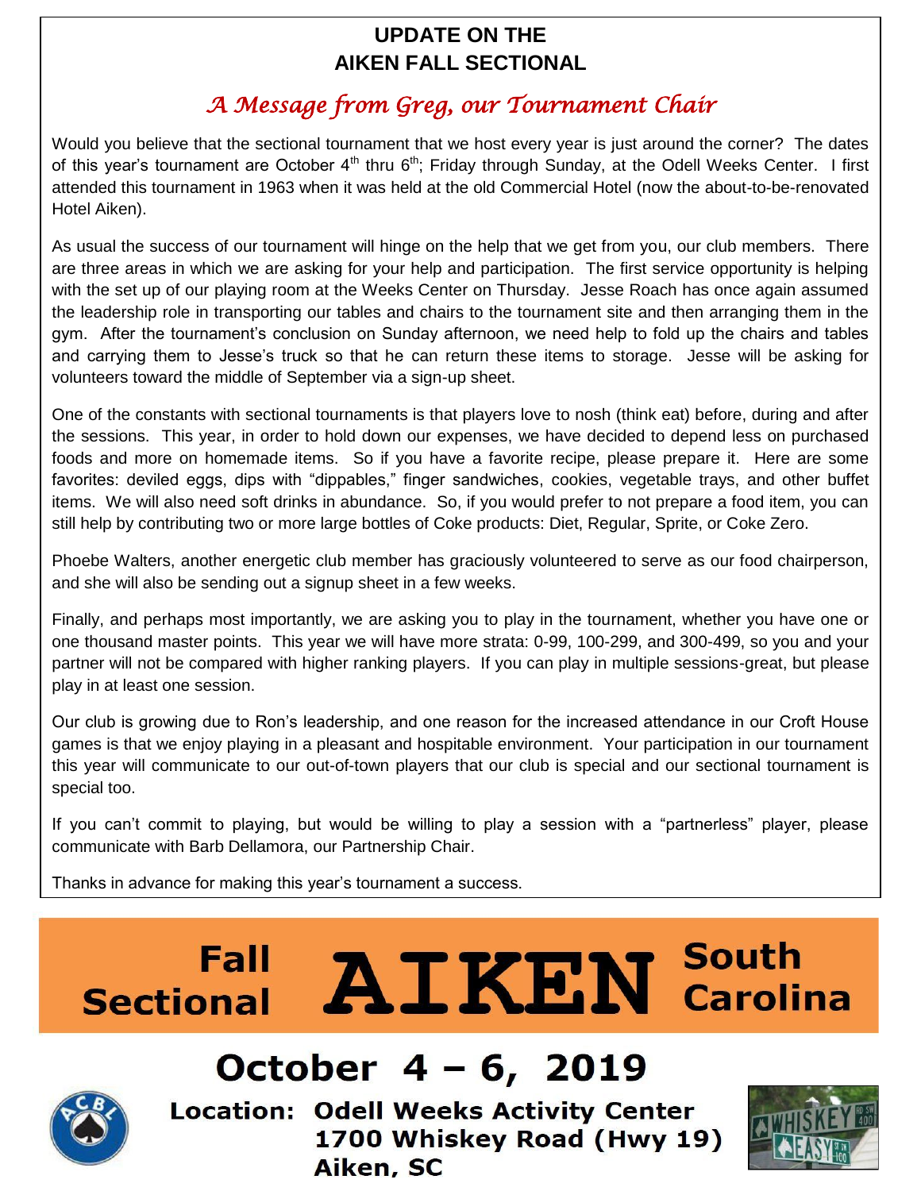## UPDATE ON THE AIKEN FALL SECTIONAL

### *A Message from Greg, our Tournament Chair*

Would you believe that the sectional tournament that we host every year is just around the corner? The dates of this year's tournament are October 4th thru 6th; Friday through Sunday, at the Odell Weeks Center. I first attended this tournament in 1963 when it was held at the old Commercial Hotel (now the about-to-be-renovated Hotel Aiken).

As usual the success of our tournament will hinge on the help that we get from you, our club members. There are three areas in which we are asking for your help and participation. The first service opportunity is helping with the set up of our playing room at the Weeks Center on Thursday. Jesse Roach has once again assumed the leadership role in transporting our tables and chairs to the tournament site and then arranging them in the gym. After the tournament's conclusion on Sunday afternoon, we need help to fold up the chairs and tables and carrying them to Jesse's truck so that he can return these items to storage. Jesse will be asking for volunteers toward the middle of September via a sign-up sheet.

One of the constants with sectional tournaments is that players love to nosh (think eat) before, during and after the sessions. This year, in order to hold down our expenses, we have decided to depend less on purchased foods and more on homemade items. So if you have a favorite recipe, please prepare it. Here are some favorites: deviled eggs, dips with "dippables," finger sandwiches, cookies, vegetable trays, and other buffet items. We will also need soft drinks in abundance. So, if you would prefer to not prepare a food item, you can still help by contributing two or more large bottles of Coke products: Diet, Regular, Sprite, or Coke Zero.

Phoebe Walters, another energetic club member has graciously volunteered to serve as our food chairperson, and she will also be sending out a signup sheet in a few weeks.

Finally, and perhaps most importantly, we are asking you to play in the tournament, whether you have one or one thousand master points. This year we will have more strata: 0-99, 100-299, and 300-499, so you and your partner will not be compared with higher ranking players. If you can play in multiple sessions-great, but please play in at least one session.

Our club is growing due to Ron's leadership, and one reason for the increased attendance in our Croft House games is that we enjoy playing in a pleasant and hospitable environment. Your participation in our tournament this year will communicate to our out-of-town players that our club is special and our sectional tournament is special too.

If you can't commit to playing, but would be willing to play a session with a "partnerless" player, please communicate with Barb Dellamora, our Partnership Chair.

Thanks in advance for making this year's tournament a success.

# Fall Sectional AIKEN South Carolina

## October 4 – 6, 2019

**Location: Odell Weeks Activity Center**
**1700 Whiskey Road (Hwy 19)**
**Aiken, SC**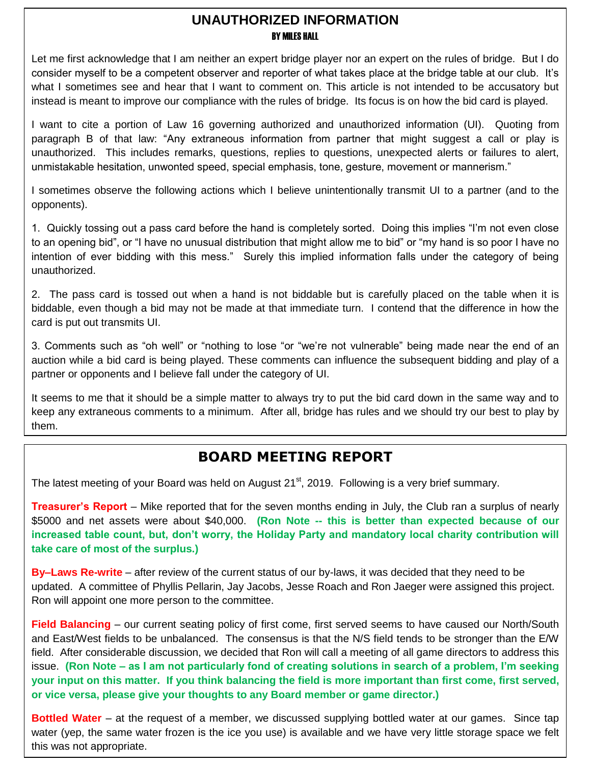## UNAUTHORIZED INFORMATION

**BY MILES HALL**

Let me first acknowledge that I am neither an expert bridge player nor an expert on the rules of bridge. But I do consider myself to be a competent observer and reporter of what takes place at the bridge table at our club. It's what I sometimes see and hear that I want to comment on. This article is not intended to be accusatory but instead is meant to improve our compliance with the rules of bridge. Its focus is on how the bid card is played.

I want to cite a portion of Law 16 governing authorized and unauthorized information (UI). Quoting from paragraph B of that law: "Any extraneous information from partner that might suggest a call or play is unauthorized. This includes remarks, questions, replies to questions, unexpected alerts or failures to alert, unmistakable hesitation, unwonted speed, special emphasis, tone, gesture, movement or mannerism."

I sometimes observe the following actions which I believe unintentionally transmit UI to a partner (and to the opponents).

1. Quickly tossing out a pass card before the hand is completely sorted. Doing this implies "I'm not even close to an opening bid", or "I have no unusual distribution that might allow me to bid" or "my hand is so poor I have no intention of ever bidding with this mess." Surely this implied information falls under the category of being unauthorized.

2. The pass card is tossed out when a hand is not biddable but is carefully placed on the table when it is biddable, even though a bid may not be made at that immediate turn. I contend that the difference in how the card is put out transmits UI.

3. Comments such as "oh well" or "nothing to lose "or "we're not vulnerable" being made near the end of an auction while a bid card is being played. These comments can influence the subsequent bidding and play of a partner or opponents and I believe fall under the category of UI.

It seems to me that it should be a simple matter to always try to put the bid card down in the same way and to keep any extraneous comments to a minimum. After all, bridge has rules and we should try our best to play by them.

## BOARD MEETING REPORT

The latest meeting of your Board was held on August 21st, 2019. Following is a very brief summary.

**Treasurer's Report** – Mike reported that for the seven months ending in July, the Club ran a surplus of nearly $5000 and net assets were about $40,000. **(Ron Note -- this is better than expected because of our increased table count, but, don't worry, the Holiday Party and mandatory local charity contribution will take care of most of the surplus.)**

**By–Laws Re-write** – after review of the current status of our by-laws, it was decided that they need to be updated. A committee of Phyllis Pellarin, Jay Jacobs, Jesse Roach and Ron Jaeger were assigned this project. Ron will appoint one more person to the committee.

**Field Balancing** – our current seating policy of first come, first served seems to have caused our North/South and East/West fields to be unbalanced. The consensus is that the N/S field tends to be stronger than the E/W field. After considerable discussion, we decided that Ron will call a meeting of all game directors to address this issue. **(Ron Note – as I am not particularly fond of creating solutions in search of a problem, I'm seeking your input on this matter. If you think balancing the field is more important than first come, first served, or vice versa, please give your thoughts to any Board member or game director.)**

**Bottled Water** – at the request of a member, we discussed supplying bottled water at our games. Since tap water (yep, the same water frozen is the ice you use) is available and we have very little storage space we felt this was not appropriate.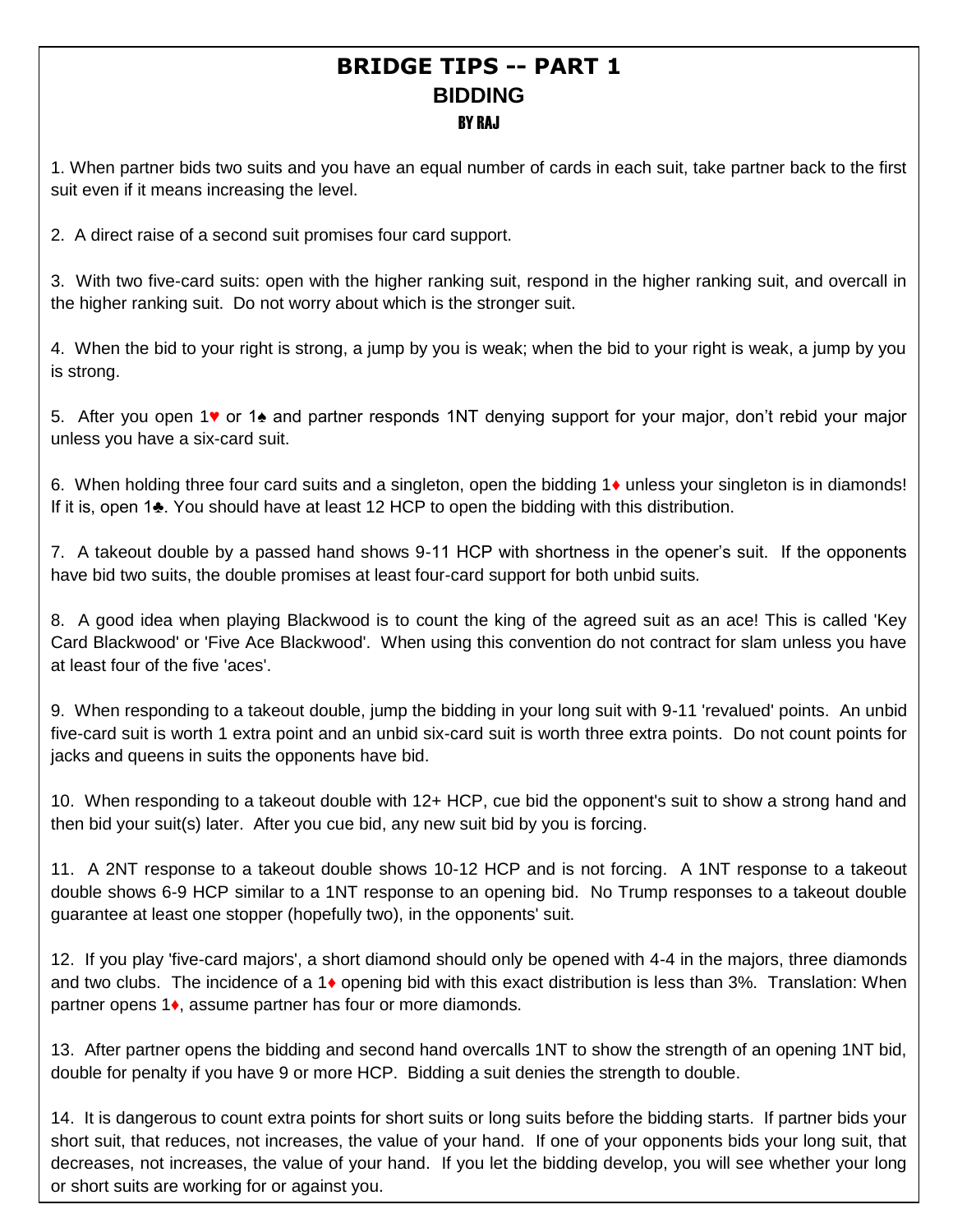# BRIDGE TIPS -- PART 1

## BIDDING

### BY RAJ

1. When partner bids two suits and you have an equal number of cards in each suit, take partner back to the first suit even if it means increasing the level.

2. A direct raise of a second suit promises four card support.

3. With two five-card suits: open with the higher ranking suit, respond in the higher ranking suit, and overcall in the higher ranking suit. Do not worry about which is the stronger suit.

4. When the bid to your right is strong, a jump by you is weak; when the bid to your right is weak, a jump by you is strong.

5. After you open 1♥ or 1♠ and partner responds 1NT denying support for your major, don't rebid your major unless you have a six-card suit.

6. When holding three four card suits and a singleton, open the bidding 1♦ unless your singleton is in diamonds! If it is, open 1♣. You should have at least 12 HCP to open the bidding with this distribution.

7. A takeout double by a passed hand shows 9-11 HCP with shortness in the opener's suit. If the opponents have bid two suits, the double promises at least four-card support for both unbid suits.

8. A good idea when playing Blackwood is to count the king of the agreed suit as an ace! This is called 'Key Card Blackwood' or 'Five Ace Blackwood'. When using this convention do not contract for slam unless you have at least four of the five 'aces'.

9. When responding to a takeout double, jump the bidding in your long suit with 9-11 'revalued' points. An unbid five-card suit is worth 1 extra point and an unbid six-card suit is worth three extra points. Do not count points for jacks and queens in suits the opponents have bid.

10. When responding to a takeout double with 12+ HCP, cue bid the opponent's suit to show a strong hand and then bid your suit(s) later. After you cue bid, any new suit bid by you is forcing.

11. A 2NT response to a takeout double shows 10-12 HCP and is not forcing. A 1NT response to a takeout double shows 6-9 HCP similar to a 1NT response to an opening bid. No Trump responses to a takeout double guarantee at least one stopper (hopefully two), in the opponents' suit.

12. If you play 'five-card majors', a short diamond should only be opened with 4-4 in the majors, three diamonds and two clubs. The incidence of a 1♦ opening bid with this exact distribution is less than 3%. Translation: When partner opens 1♦, assume partner has four or more diamonds.

13. After partner opens the bidding and second hand overcalls 1NT to show the strength of an opening 1NT bid, double for penalty if you have 9 or more HCP. Bidding a suit denies the strength to double.

14. It is dangerous to count extra points for short suits or long suits before the bidding starts. If partner bids your short suit, that reduces, not increases, the value of your hand. If one of your opponents bids your long suit, that decreases, not increases, the value of your hand. If you let the bidding develop, you will see whether your long or short suits are working for or against you.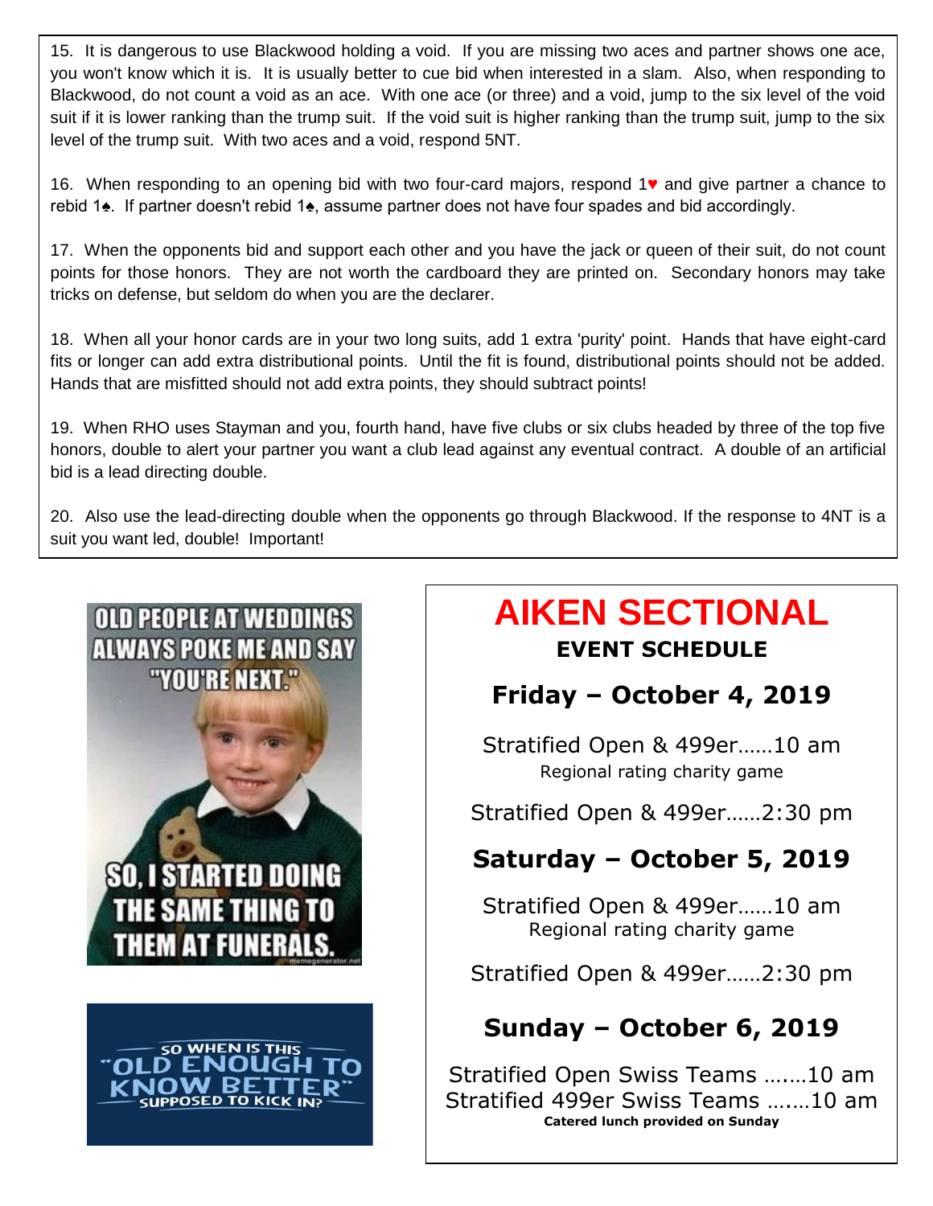15. It is dangerous to use Blackwood holding a void. If you are missing two aces and partner shows one ace, you won't know which it is. It is usually better to cue bid when interested in a slam. Also, when responding to Blackwood, do not count a void as an ace. With one ace (or three) and a void, jump to the six level of the void suit if it is lower ranking than the trump suit. If the void suit is higher ranking than the trump suit, jump to the six level of the trump suit. With two aces and a void, respond 5NT.

16. When responding to an opening bid with two four-card majors, respond 1♥ and give partner a chance to rebid 1♠. If partner doesn't rebid 1♠, assume partner does not have four spades and bid accordingly.

17. When the opponents bid and support each other and you have the jack or queen of their suit, do not count points for those honors. They are not worth the cardboard they are printed on. Secondary honors may take tricks on defense, but seldom do when you are the declarer.

18. When all your honor cards are in your two long suits, add 1 extra 'purity' point. Hands that have eight-card fits or longer can add extra distributional points. Until the fit is found, distributional points should not be added. Hands that are misfitted should not add extra points, they should subtract points!

19. When RHO uses Stayman and you, fourth hand, have five clubs or six clubs headed by three of the top five honors, double to alert your partner you want a club lead against any eventual contract. A double of an artificial bid is a lead directing double.

20. Also use the lead-directing double when the opponents go through Blackwood. If the response to 4NT is a suit you want led, double! Important!

OLD PEOPLE AT WEDDINGS ALWAYS POKE ME AND SAY "YOU'RE NEXT." SO, I STARTED DOING THE SAME THING TO THEM AT FUNERALS.

SO WHEN IS THIS "OLD ENOUGH TO KNOW BETTER" SUPPOSED TO KICK IN?

# AIKEN SECTIONAL

**EVENT SCHEDULE**

## Friday – October 4, 2019

Stratified Open & 499er……10 am
Regional rating charity game

Stratified Open & 499er……2:30 pm

## Saturday – October 5, 2019

Stratified Open & 499er……10 am
Regional rating charity game

Stratified Open & 499er……2:30 pm

## Sunday – October 6, 2019

Stratified Open Swiss Teams ….…10 am
Stratified 499er Swiss Teams …….10 am
**Catered lunch provided on Sunday**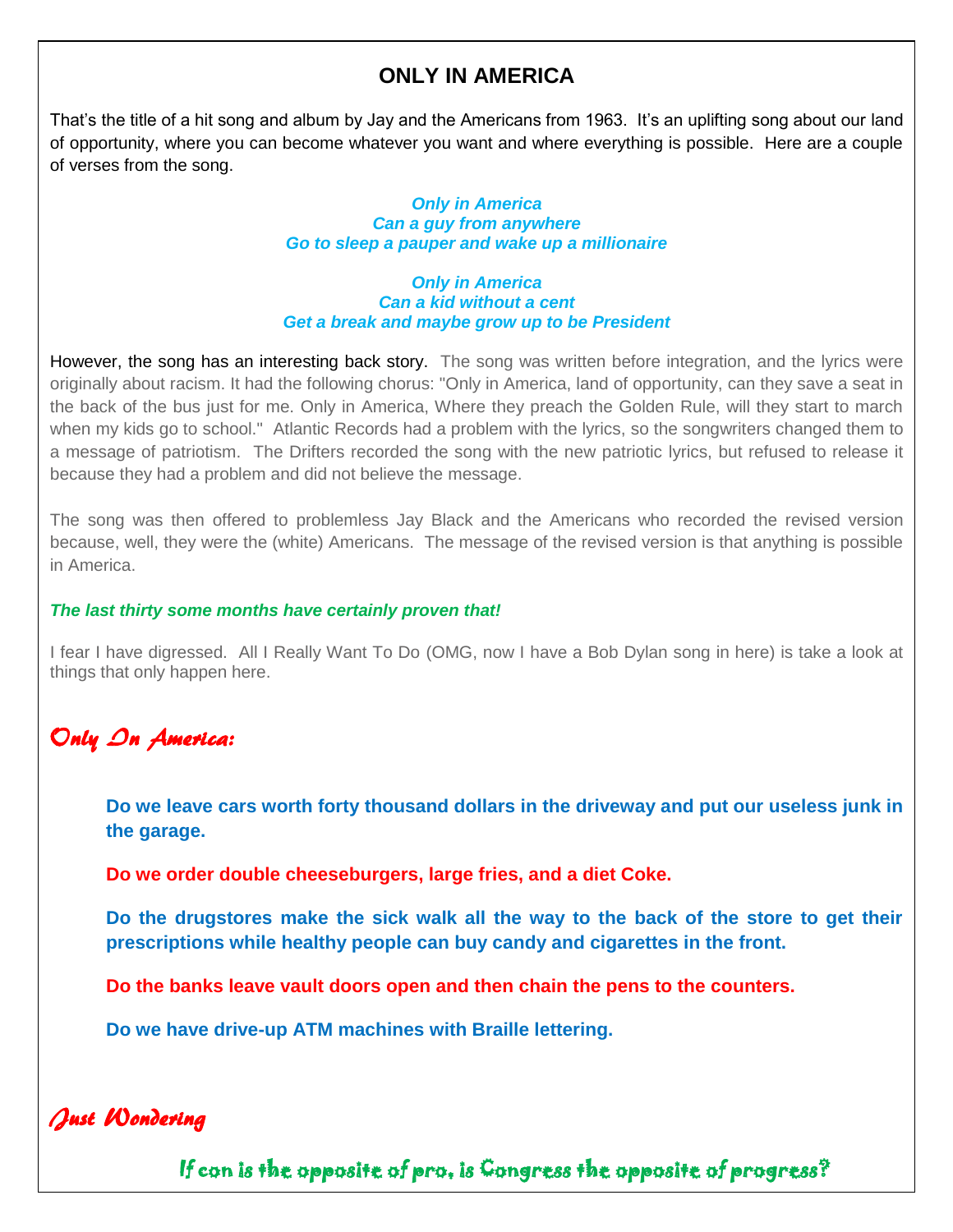# ONLY IN AMERICA

That's the title of a hit song and album by Jay and the Americans from 1963. It's an uplifting song about our land of opportunity, where you can become whatever you want and where everything is possible. Here are a couple of verses from the song.

***Only in America***
***Can a guy from anywhere***
***Go to sleep a pauper and wake up a millionaire***

***Only in America***
***Can a kid without a cent***
***Get a break and maybe grow up to be President***

However, the song has an interesting back story. The song was written before integration, and the lyrics were originally about racism. It had the following chorus: "Only in America, land of opportunity, can they save a seat in the back of the bus just for me. Only in America, Where they preach the Golden Rule, will they start to march when my kids go to school." Atlantic Records had a problem with the lyrics, so the songwriters changed them to a message of patriotism. The Drifters recorded the song with the new patriotic lyrics, but refused to release it because they had a problem and did not believe the message.

The song was then offered to problemless Jay Black and the Americans who recorded the revised version because, well, they were the (white) Americans. The message of the revised version is that anything is possible in America.

***The last thirty some months have certainly proven that!***

I fear I have digressed. All I Really Want To Do (OMG, now I have a Bob Dylan song in here) is take a look at things that only happen here.

## *Only In America:*

**Do we leave cars worth forty thousand dollars in the driveway and put our useless junk in the garage.**

**Do we order double cheeseburgers, large fries, and a diet Coke.**

**Do the drugstores make the sick walk all the way to the back of the store to get their prescriptions while healthy people can buy candy and cigarettes in the front.**

**Do the banks leave vault doors open and then chain the pens to the counters.**

**Do we have drive-up ATM machines with Braille lettering.**

## *Just Wondering*

If con is the opposite of pro, is Congress the opposite of progress?